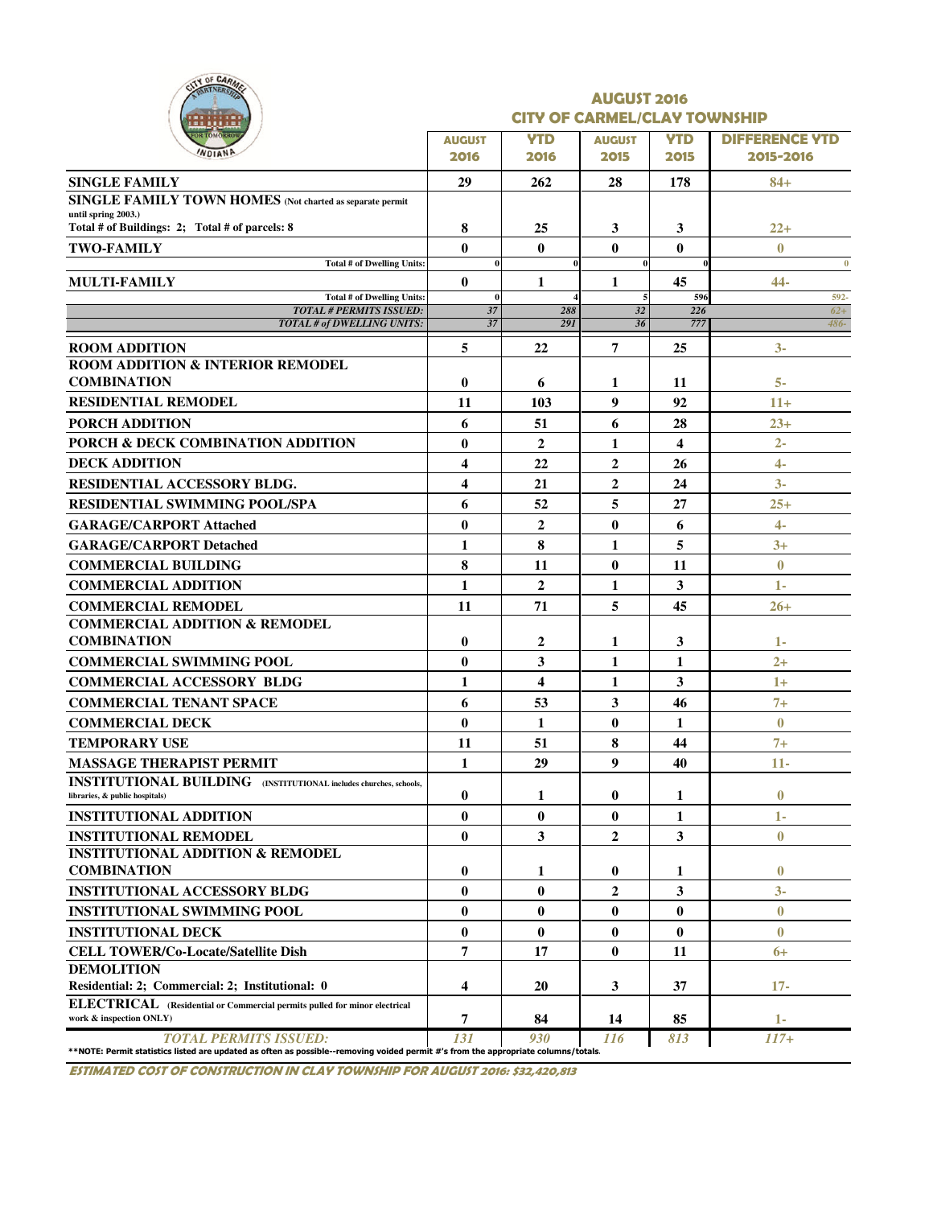## AUGUST 2016
## CITY OF CARMEL/CLAY TOWNSHIP

| | AUGUST 2016 | YTD 2016 | AUGUST 2015 | YTD 2015 | DIFFERENCE YTD 2015-2016 |
|---|---|---|---|---|---|
| **SINGLE FAMILY** | 29 | 262 | 28 | 178 | 84+ |
| **SINGLE FAMILY TOWN HOMES** (Not charted as separate permit until spring 2003.) Total # of Buildings: 2; Total # of parcels: 8 | 8 | 25 | 3 | 3 | 22+ |
| **TWO-FAMILY** | 0 | 0 | 0 | 0 | 0 |
| Total # of Dwelling Units: | 0 | 0 | 0 | 0 | 0 |
| **MULTI-FAMILY** | 0 | 1 | 1 | 45 | 44- |
| Total # of Dwelling Units: | 0 | 4 | 5 | 596 | 592- |
| *TOTAL # PERMITS ISSUED:* | *37* | *288* | *32* | *226* | *62+* |
| *TOTAL # of DWELLING UNITS:* | *37* | *291* | *36* | *777* | *486-* |
| **ROOM ADDITION** | 5 | 22 | 7 | 25 | 3- |
| **ROOM ADDITION & INTERIOR REMODEL COMBINATION** | 0 | 6 | 1 | 11 | 5- |
| **RESIDENTIAL REMODEL** | 11 | 103 | 9 | 92 | 11+ |
| **PORCH ADDITION** | 6 | 51 | 6 | 28 | 23+ |
| **PORCH & DECK COMBINATION ADDITION** | 0 | 2 | 1 | 4 | 2- |
| **DECK ADDITION** | 4 | 22 | 2 | 26 | 4- |
| **RESIDENTIAL ACCESSORY BLDG.** | 4 | 21 | 2 | 24 | 3- |
| **RESIDENTIAL SWIMMING POOL/SPA** | 6 | 52 | 5 | 27 | 25+ |
| **GARAGE/CARPORT Attached** | 0 | 2 | 0 | 6 | 4- |
| **GARAGE/CARPORT Detached** | 1 | 8 | 1 | 5 | 3+ |
| **COMMERCIAL BUILDING** | 8 | 11 | 0 | 11 | 0 |
| **COMMERCIAL ADDITION** | 1 | 2 | 1 | 3 | 1- |
| **COMMERCIAL REMODEL** | 11 | 71 | 5 | 45 | 26+ |
| **COMMERCIAL ADDITION & REMODEL COMBINATION** | 0 | 2 | 1 | 3 | 1- |
| **COMMERCIAL SWIMMING POOL** | 0 | 3 | 1 | 1 | 2+ |
| **COMMERCIAL ACCESSORY BLDG** | 1 | 4 | 1 | 3 | 1+ |
| **COMMERCIAL TENANT SPACE** | 6 | 53 | 3 | 46 | 7+ |
| **COMMERCIAL DECK** | 0 | 1 | 0 | 1 | 0 |
| **TEMPORARY USE** | 11 | 51 | 8 | 44 | 7+ |
| **MASSAGE THERAPIST PERMIT** | 1 | 29 | 9 | 40 | 11- |
| **INSTITUTIONAL BUILDING** (INSTITUTIONAL includes churches, schools, libraries, & public hospitals) | 0 | 1 | 0 | 1 | 0 |
| **INSTITUTIONAL ADDITION** | 0 | 0 | 0 | 1 | 1- |
| **INSTITUTIONAL REMODEL** | 0 | 3 | 2 | 3 | 0 |
| **INSTITUTIONAL ADDITION & REMODEL COMBINATION** | 0 | 1 | 0 | 1 | 0 |
| **INSTITUTIONAL ACCESSORY BLDG** | 0 | 0 | 2 | 3 | 3- |
| **INSTITUTIONAL SWIMMING POOL** | 0 | 0 | 0 | 0 | 0 |
| **INSTITUTIONAL DECK** | 0 | 0 | 0 | 0 | 0 |
| **CELL TOWER/Co-Locate/Satellite Dish** | 7 | 17 | 0 | 11 | 6+ |
| **DEMOLITION** Residential: 2; Commercial: 2; Institutional: 0 | 4 | 20 | 3 | 37 | 17- |
| **ELECTRICAL** (Residential or Commercial permits pulled for minor electrical work & inspection ONLY) | 7 | 84 | 14 | 85 | 1- |
| *TOTAL PERMITS ISSUED:* | *131* | *930* | *116* | *813* | *117+* |

**NOTE: Permit statistics listed are updated as often as possible--removing voided permit #'s from the appropriate columns/totals.

***ESTIMATED COST OF CONSTRUCTION IN CLAY TOWNSHIP FOR AUGUST 2016: $32,420,813***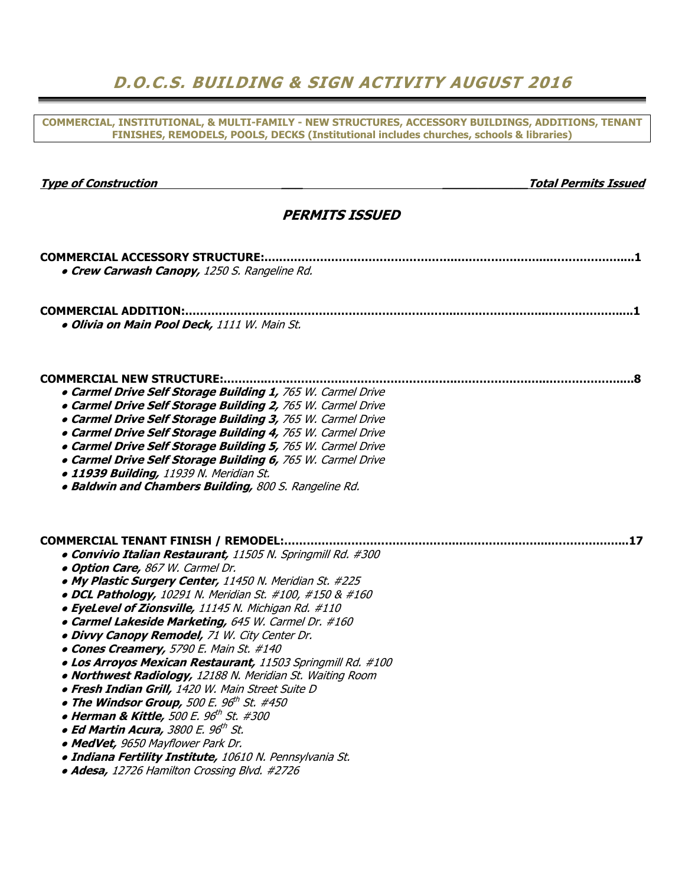# *D.O.C.S. BUILDING & SIGN ACTIVITY AUGUST 2016*

**COMMERCIAL, INSTITUTIONAL, & MULTI-FAMILY - NEW STRUCTURES, ACCESSORY BUILDINGS, ADDITIONS, TENANT FINISHES, REMODELS, POOLS, DECKS (Institutional includes churches, schools & libraries)**

***Type of Construction*** — ***Total Permits Issued***

## *PERMITS ISSUED*

**COMMERCIAL ACCESSORY STRUCTURE:**..........................................................................................**1**

- ***Crew Carwash Canopy,*** *1250 S. Rangeline Rd.*

**COMMERCIAL ADDITION:**..........................................................................................................**1**

- ***Olivia on Main Pool Deck,*** *1111 W. Main St.*

**COMMERCIAL NEW STRUCTURE:**................................................................................................**8**

- ***Carmel Drive Self Storage Building 1,*** *765 W. Carmel Drive*
- ***Carmel Drive Self Storage Building 2,*** *765 W. Carmel Drive*
- ***Carmel Drive Self Storage Building 3,*** *765 W. Carmel Drive*
- ***Carmel Drive Self Storage Building 4,*** *765 W. Carmel Drive*
- ***Carmel Drive Self Storage Building 5,*** *765 W. Carmel Drive*
- ***Carmel Drive Self Storage Building 6,*** *765 W. Carmel Drive*
- ***11939 Building,*** *11939 N. Meridian St.*
- ***Baldwin and Chambers Building,*** *800 S. Rangeline Rd.*

**COMMERCIAL TENANT FINISH / REMODEL:**.....................................................................................**17**

- ***Convivio Italian Restaurant,*** *11505 N. Springmill Rd. #300*
- ***Option Care,*** *867 W. Carmel Dr.*
- ***My Plastic Surgery Center,*** *11450 N. Meridian St. #225*
- ***DCL Pathology,*** *10291 N. Meridian St. #100, #150 & #160*
- ***EyeLevel of Zionsville,*** *11145 N. Michigan Rd. #110*
- ***Carmel Lakeside Marketing,*** *645 W. Carmel Dr. #160*
- ***Divvy Canopy Remodel,*** *71 W. City Center Dr.*
- ***Cones Creamery,*** *5790 E. Main St. #140*
- ***Los Arroyos Mexican Restaurant,*** *11503 Springmill Rd. #100*
- ***Northwest Radiology,*** *12188 N. Meridian St. Waiting Room*
- ***Fresh Indian Grill,*** *1420 W. Main Street Suite D*
- ***The Windsor Group,*** *500 E. 96th St. #450*
- ***Herman & Kittle,*** *500 E. 96th St. #300*
- ***Ed Martin Acura,*** *3800 E. 96th St.*
- ***MedVet,*** *9650 Mayflower Park Dr.*
- ***Indiana Fertility Institute,*** *10610 N. Pennsylvania St.*
- ***Adesa,*** *12726 Hamilton Crossing Blvd. #2726*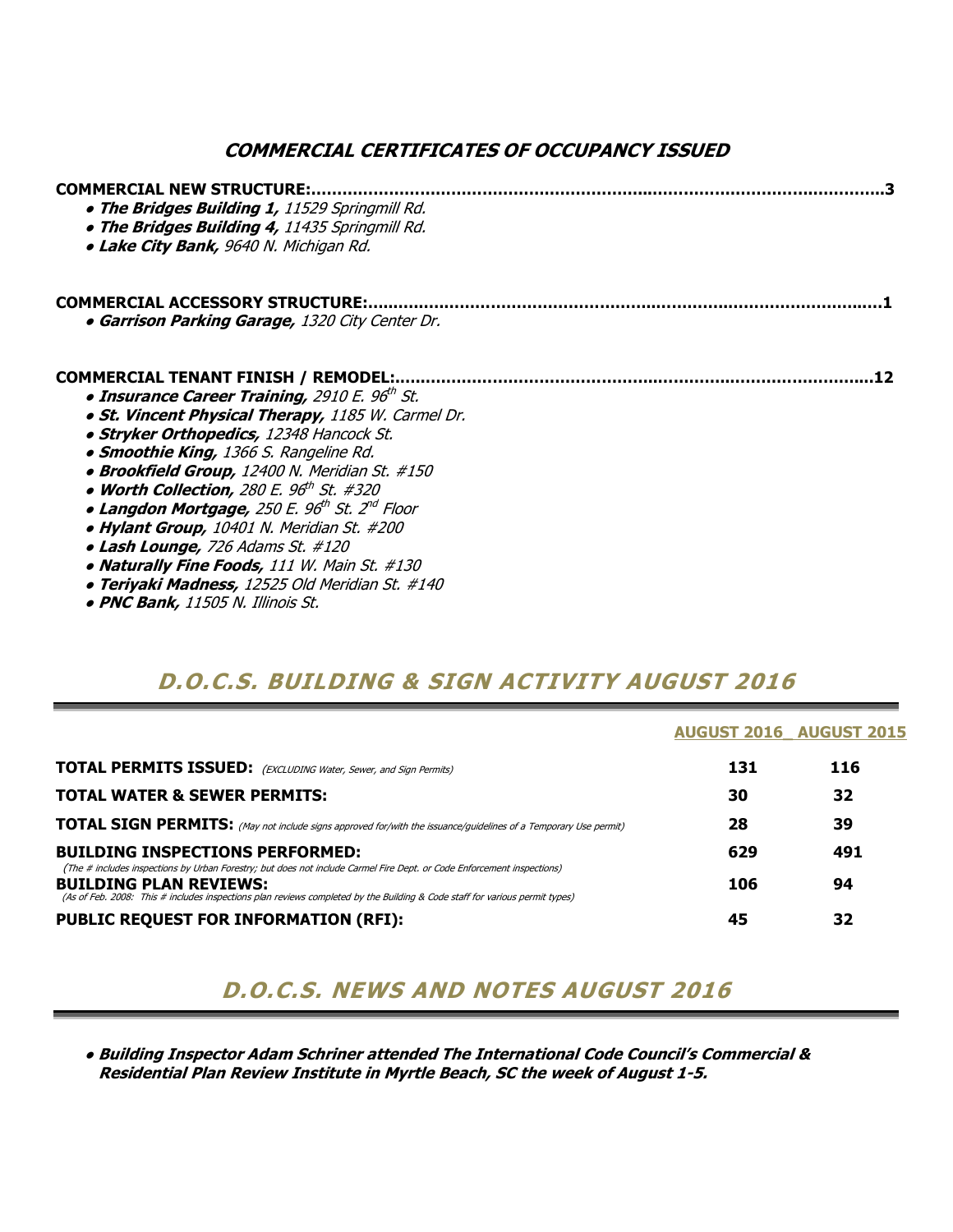## COMMERCIAL CERTIFICATES OF OCCUPANCY ISSUED

**COMMERCIAL NEW STRUCTURE:........................................................................................................3**

- ***The Bridges Building 1,*** *11529 Springmill Rd.*
- ***The Bridges Building 4,*** *11435 Springmill Rd.*
- ***Lake City Bank,*** *9640 N. Michigan Rd.*

**COMMERCIAL ACCESSORY STRUCTURE:...................................................................................................1**

- ***Garrison Parking Garage,*** *1320 City Center Dr.*

**COMMERCIAL TENANT FINISH / REMODEL:..........................................................................................12**

- ***Insurance Career Training,*** *2910 E. 96th St.*
- ***St. Vincent Physical Therapy,*** *1185 W. Carmel Dr.*
- ***Stryker Orthopedics,*** *12348 Hancock St.*
- ***Smoothie King,*** *1366 S. Rangeline Rd.*
- ***Brookfield Group,*** *12400 N. Meridian St. #150*
- ***Worth Collection,*** *280 E. 96th St. #320*
- ***Langdon Mortgage,*** *250 E. 96th St. 2nd Floor*
- ***Hylant Group,*** *10401 N. Meridian St. #200*
- ***Lash Lounge,*** *726 Adams St. #120*
- ***Naturally Fine Foods,*** *111 W. Main St. #130*
- ***Teriyaki Madness,*** *12525 Old Meridian St. #140*
- ***PNC Bank,*** *11505 N. Illinois St.*

## D.O.C.S. BUILDING & SIGN ACTIVITY AUGUST 2016

| | AUGUST 2016 | AUGUST 2015 |
|---|---|---|
| **TOTAL PERMITS ISSUED:** *(EXCLUDING Water, Sewer, and Sign Permits)* | **131** | **116** |
| **TOTAL WATER & SEWER PERMITS:** | **30** | **32** |
| **TOTAL SIGN PERMITS:** *(May not include signs approved for/with the issuance/guidelines of a Temporary Use permit)* | **28** | **39** |
| **BUILDING INSPECTIONS PERFORMED:** *(The # includes inspections by Urban Forestry; but does not include Carmel Fire Dept. or Code Enforcement inspections)* | **629** | **491** |
| **BUILDING PLAN REVIEWS:** *(As of Feb. 2008: This # includes inspections plan reviews completed by the Building & Code staff for various permit types)* | **106** | **94** |
| **PUBLIC REQUEST FOR INFORMATION (RFI):** | **45** | **32** |

## D.O.C.S. NEWS AND NOTES AUGUST 2016

- ***Building Inspector Adam Schriner attended The International Code Council's Commercial & Residential Plan Review Institute in Myrtle Beach, SC the week of August 1-5.***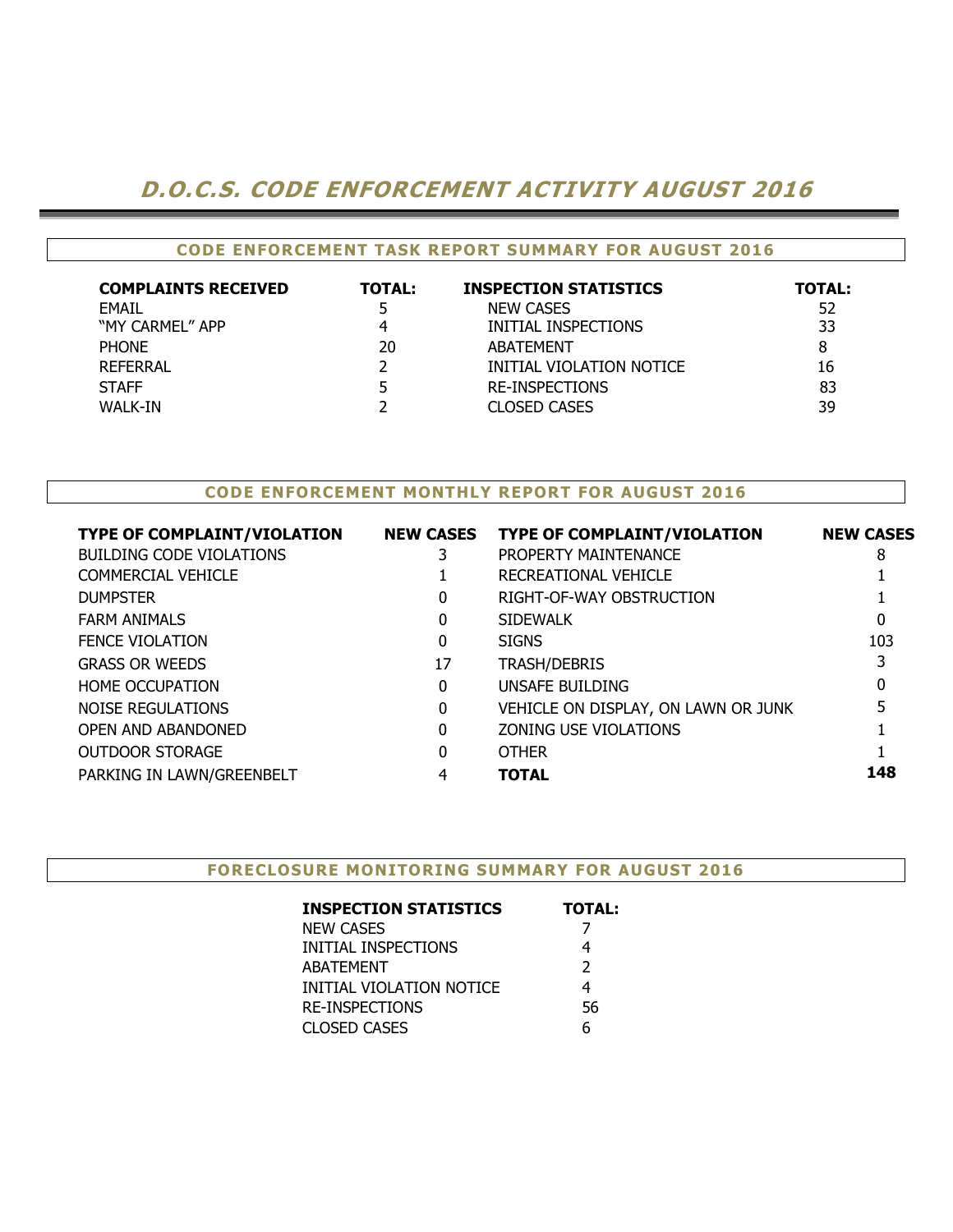# D.O.C.S. CODE ENFORCEMENT ACTIVITY AUGUST 2016

## CODE ENFORCEMENT TASK REPORT SUMMARY FOR AUGUST 2016

| COMPLAINTS RECEIVED | TOTAL: | INSPECTION STATISTICS | TOTAL: |
|---|---|---|---|
| EMAIL | 5 | NEW CASES | 52 |
| "MY CARMEL" APP | 4 | INITIAL INSPECTIONS | 33 |
| PHONE | 20 | ABATEMENT | 8 |
| REFERRAL | 2 | INITIAL VIOLATION NOTICE | 16 |
| STAFF | 5 | RE-INSPECTIONS | 83 |
| WALK-IN | 2 | CLOSED CASES | 39 |

## CODE ENFORCEMENT MONTHLY REPORT FOR AUGUST 2016

| TYPE OF COMPLAINT/VIOLATION | NEW CASES | TYPE OF COMPLAINT/VIOLATION | NEW CASES |
|---|---|---|---|
| BUILDING CODE VIOLATIONS | 3 | PROPERTY MAINTENANCE | 8 |
| COMMERCIAL VEHICLE | 1 | RECREATIONAL VEHICLE | 1 |
| DUMPSTER | 0 | RIGHT-OF-WAY OBSTRUCTION | 1 |
| FARM ANIMALS | 0 | SIDEWALK | 0 |
| FENCE VIOLATION | 0 | SIGNS | 103 |
| GRASS OR WEEDS | 17 | TRASH/DEBRIS | 3 |
| HOME OCCUPATION | 0 | UNSAFE BUILDING | 0 |
| NOISE REGULATIONS | 0 | VEHICLE ON DISPLAY, ON LAWN OR JUNK | 5 |
| OPEN AND ABANDONED | 0 | ZONING USE VIOLATIONS | 1 |
| OUTDOOR STORAGE | 0 | OTHER | 1 |
| PARKING IN LAWN/GREENBELT | 4 | **TOTAL** | **148** |

## FORECLOSURE MONITORING SUMMARY FOR AUGUST 2016

| INSPECTION STATISTICS | TOTAL: |
|---|---|
| NEW CASES | 7 |
| INITIAL INSPECTIONS | 4 |
| ABATEMENT | 2 |
| INITIAL VIOLATION NOTICE | 4 |
| RE-INSPECTIONS | 56 |
| CLOSED CASES | 6 |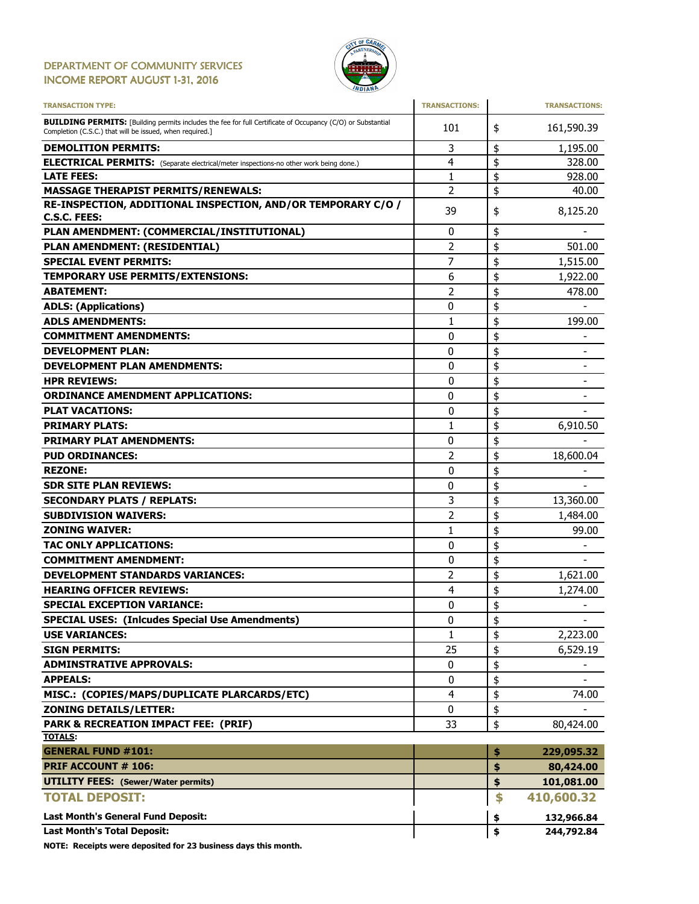# DEPARTMENT OF COMMUNITY SERVICES
# INCOME REPORT AUGUST 1-31, 2016

| TRANSACTION TYPE: | TRANSACTIONS: | TRANSACTIONS: |
|---|---|---|
| **BUILDING PERMITS:** [Building permits includes the fee for full Certificate of Occupancy (C/O) or Substantial Completion (C.S.C.) that will be issued, when required.] | 101 | $ 161,590.39 |
| **DEMOLITION PERMITS:** | 3 | $ 1,195.00 |
| **ELECTRICAL PERMITS:** (Separate electrical/meter inspections-no other work being done.) | 4 | $ 328.00 |
| **LATE FEES:** | 1 | $ 928.00 |
| **MASSAGE THERAPIST PERMITS/RENEWALS:** | 2 | $ 40.00 |
| **RE-INSPECTION, ADDITIONAL INSPECTION, AND/OR TEMPORARY C/O / C.S.C. FEES:** | 39 | $ 8,125.20 |
| **PLAN AMENDMENT: (COMMERCIAL/INSTITUTIONAL)** | 0 | $ - |
| **PLAN AMENDMENT: (RESIDENTIAL)** | 2 | $ 501.00 |
| **SPECIAL EVENT PERMITS:** | 7 | $ 1,515.00 |
| **TEMPORARY USE PERMITS/EXTENSIONS:** | 6 | $ 1,922.00 |
| **ABATEMENT:** | 2 | $ 478.00 |
| **ADLS: (Applications)** | 0 | $ - |
| **ADLS AMENDMENTS:** | 1 | $ 199.00 |
| **COMMITMENT AMENDMENTS:** | 0 | $ - |
| **DEVELOPMENT PLAN:** | 0 | $ - |
| **DEVELOPMENT PLAN AMENDMENTS:** | 0 | $ - |
| **HPR REVIEWS:** | 0 | $ - |
| **ORDINANCE AMENDMENT APPLICATIONS:** | 0 | $ - |
| **PLAT VACATIONS:** | 0 | $ - |
| **PRIMARY PLATS:** | 1 | $ 6,910.50 |
| **PRIMARY PLAT AMENDMENTS:** | 0 | $ - |
| **PUD ORDINANCES:** | 2 | $ 18,600.04 |
| **REZONE:** | 0 | $ - |
| **SDR SITE PLAN REVIEWS:** | 0 | $ - |
| **SECONDARY PLATS / REPLATS:** | 3 | $ 13,360.00 |
| **SUBDIVISION WAIVERS:** | 2 | $ 1,484.00 |
| **ZONING WAIVER:** | 1 | $ 99.00 |
| **TAC ONLY APPLICATIONS:** | 0 | $ - |
| **COMMITMENT AMENDMENT:** | 0 | $ - |
| **DEVELOPMENT STANDARDS VARIANCES:** | 2 | $ 1,621.00 |
| **HEARING OFFICER REVIEWS:** | 4 | $ 1,274.00 |
| **SPECIAL EXCEPTION VARIANCE:** | 0 | $ - |
| **SPECIAL USES: (Inlcudes Special Use Amendments)** | 0 | $ - |
| **USE VARIANCES:** | 1 | $ 2,223.00 |
| **SIGN PERMITS:** | 25 | $ 6,529.19 |
| **ADMINSTRATIVE APPROVALS:** | 0 | $ - |
| **APPEALS:** | 0 | $ - |
| **MISC.: (COPIES/MAPS/DUPLICATE PLARCARDS/ETC)** | 4 | $ 74.00 |
| **ZONING DETAILS/LETTER:** | 0 | $ - |
| **PARK & RECREATION IMPACT FEE: (PRIF)** | 33 | $ 80,424.00 |
| **TOTALS:** | | |
| **GENERAL FUND #101:** | | **$ 229,095.32** |
| **PRIF ACCOUNT # 106:** | | **$ 80,424.00** |
| **UTILITY FEES: (Sewer/Water permits)** | | **$ 101,081.00** |
| **TOTAL DEPOSIT:** | | **$ 410,600.32** |
| **Last Month's General Fund Deposit:** | | **$ 132,966.84** |
| **Last Month's Total Deposit:** | | **$ 244,792.84** |

**NOTE: Receipts were deposited for 23 business days this month.**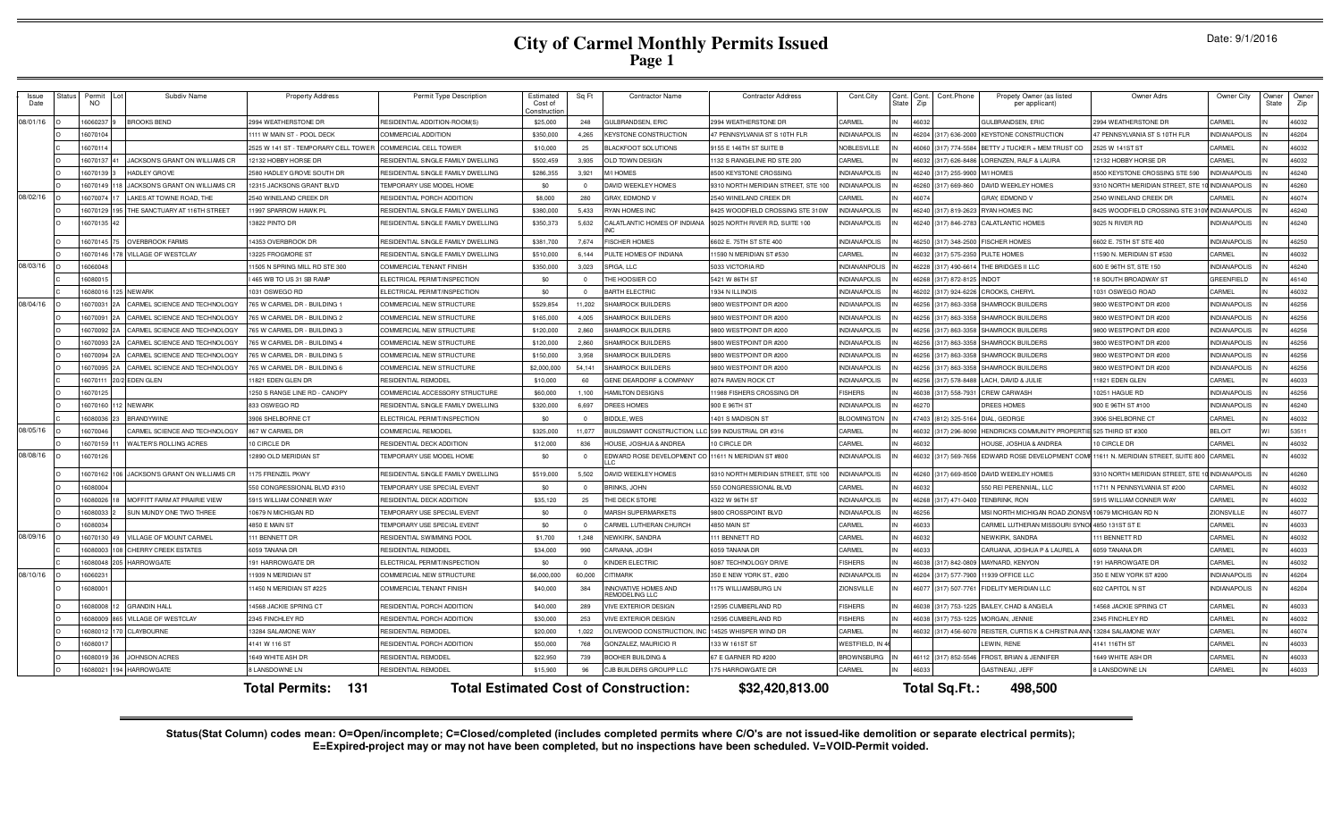# City of Carmel Monthly Permits Issued
## Page 1

Date: 9/1/2016

| Issue Date | Status | Permit NO | Lot | Subdiv Name | Property Address | Permit Type Description | Estimated Cost of Construction | Sq Ft | Contractor Name | Contractor Address | Cont.City | Cont. State | Cont. Zip | Cont.Phone | Propety Owner (as listed per applicant) | Owner Adrs | Owner City | Owner State | Owner Zip |
|---|---|---|---|---|---|---|---|---|---|---|---|---|---|---|---|---|---|---|---|
| 08/01/16 | O | 16060237 | 9 | BROOKS BEND | 2994 WEATHERSTONE DR | RESIDENTIAL ADDITION-ROOM(S) | $25,000 | 248 | GULBRANDSEN, ERIC | 2994 WEATHERSTONE DR | CARMEL | IN | 46032 | | GULBRANDSEN, ERIC | 2994 WEATHERSTONE DR | CARMEL | IN | 46032 |
| | O | 16070104 | | | 1111 W MAIN ST - POOL DECK | COMMERCIAL ADDITION | $350,000 | 4,265 | KEYSTONE CONSTRUCTION | 47 PENNSYLVANIA ST S 10TH FLR | INDIANAPOLIS | IN | 46204 | (317) 636-2000 | KEYSTONE CONSTRUCTION | 47 PENNSYLVANIA ST S 10TH FLR | INDIANAPOLIS | IN | 46204 |
| | O | 16070114 | | | 2525 W 141 ST - TEMPORARY CELL TOWER | COMMERCIAL CELL TOWER | $10,000 | 25 | BLACKFOOT SOLUTIONS | 9155 E 146TH ST SUITE B | NOBLESVILLE | IN | 46060 | (317) 774-5584 | BETTY J TUCKER + MEM TRUST CO | 2525 W 141ST ST | CARMEL | IN | 46032 |
| | O | 16070137 | 41 | JACKSON'S GRANT ON WILLIAMS CR | 12132 HOBBY HORSE DR | RESIDENTIAL SINGLE FAMILY DWELLING | $502,459 | 3,951 | OLD TOWN DESIGN | 1132 S RANGELINE RD STE 200 | CARMEL | IN | 46032 | (317) 626-8486 | LORENZEN, RALF & LAURA | 12132 HOBBY HORSE DR | CARMEL | IN | 46032 |
| | O | 16070139 | 3 | HADLEY GROVE | 2580 HADLEY GROVE SOUTH DR | RESIDENTIAL SINGLE FAMILY DWELLING | $286,355 | 3,921 | M/I HOMES | 8500 KEYSTONE CROSSING | INDIANAPOLIS | IN | 46240 | (317) 255-9900 | M/I HOMES | 8500 KEYSTONE CROSSING STE 590 | INDIANAPOLIS | IN | 46240 |
| | O | 16070149 | 118 | JACKSON'S GRANT ON WILLIAMS CR | 12315 JACKSONS GRANT BLVD | TEMPORARY USE MODEL HOME | $0 | 0 | DAVID WEEKLEY HOMES | 9310 NORTH MERIDIAN STREET, STE 100 | INDIANAPOLIS | IN | 46260 | (317) 669-860 | DAVID WEEKLEY HOMES | 9310 NORTH MERIDIAN STREET, STE 10 | INDIANAPOLIS | IN | 46260 |
| 08/02/16 | O | 16070074 | 17 | LAKES AT TOWNE ROAD, THE | 2540 WINELAND CREEK DR | RESIDENTIAL PORCH ADDITION | $8,000 | 280 | GRAY, EDMOND V | 2540 WINELAND CREEK DR | CARMEL | IN | 46074 | | GRAY, EDMOND V | 2540 WINELAND CREEK DR | CARMEL | IN | 46074 |
| | O | 16070129 | 195 | THE SANCTUARY AT 116TH STREET | 11997 SPARROW HAWK PL | RESIDENTIAL SINGLE FAMILY DWELLING | $380,000 | 5,433 | RYAN HOMES INC | 8425 WOODFIELD CROSSING STE 310W | INDIANAPOLIS | IN | 46240 | (317) 819-2623 | RYAN HOMES INC | 8425 WOODFIELD CROSSING STE 310W | INDIANAPOLIS | IN | 46240 |
| | O | 16070135 | 42 | | 13822 PINTO DR | RESIDENTIAL SINGLE FAMILY DWELLING | $350,373 | 5,632 | CALATLANTIC HOMES OF INDIANA INC | 9025 NORTH RIVER RD, SUITE 100 | INDIANAPOLIS | IN | 46240 | (317) 846-2783 | CALATLANTIC HOMES | 9025 N RIVER RD | INDIANAPOLIS | IN | 46240 |
| | O | 16070145 | 75 | OVERBROOK FARMS | 14353 OVERBROOK DR | RESIDENTIAL SINGLE FAMILY DWELLING | $381,700 | 7,674 | FISCHER HOMES | 6602 E. 75TH ST STE 400 | INDIANAPOLIS | IN | 46250 | (317) 348-2500 | FISCHER HOMES | 6602 E. 75TH ST STE 400 | INDIANAPOLIS | IN | 46250 |
| | O | 16070146 | 178 | VILLAGE OF WESTCLAY | 13225 FROGMORE ST | RESIDENTIAL SINGLE FAMILY DWELLING | $510,000 | 6,144 | PULTE HOMES OF INDIANA | 11590 N MERIDIAN ST #530 | CARMEL | IN | 46032 | (317) 575-2350 | PULTE HOMES | 11590 N. MERIDIAN ST #530 | CARMEL | IN | 46032 |
| 08/03/16 | O | 16060048 | | | 11505 N SPRING MILL RD STE 300 | COMMERCIAL TENANT FINISH | $350,000 | 3,023 | SPIGA, LLC | 5033 VICTORIA RD | INDIANAPOLIS | IN | 46228 | (317) 490-6614 | THE BRIDGES II LLC | 600 E 96TH ST, STE 150 | INDIANAPOLIS | IN | 46240 |
| | C | 16080015 | | | I 465 WB TO US 31 SB RAMP | ELECTRICAL PERMIT/INSPECTION | $0 | 0 | THE HOOSIER CO | 5421 W 86TH ST | INDIANAPOLIS | IN | 46268 | (317) 872-8125 | INDOT | 18 SOUTH BROADWAY ST | GREENFIELD | IN | 46140 |
| | C | 16080016 | 125 | NEWARK | 1031 OSWEGO RD | ELECTRICAL PERMIT/INSPECTION | $0 | 0 | BARTH ELECTRIC | 1934 N ILLINOIS | INDIANAPOLIS | IN | 46202 | (317) 924-6226 | CROOKS, CHERYL | 1031 OSWEGO ROAD | CARMEL | IN | 46032 |
| 08/04/16 | O | 16070031 | 2A | CARMEL SCIENCE AND TECHNOLOGY | 765 W CARMEL DR - BUILDING 1 | COMMERCIAL NEW STRUCTURE | $529,854 | 11,202 | SHAMROCK BUILDERS | 9800 WESTPOINT DR #200 | INDIANAPOLIS | IN | 46256 | (317) 863-3358 | SHAMROCK BUILDERS | 9800 WESTPOINT DR #200 | INDIANAPOLIS | IN | 46256 |
| | O | 16070091 | 2A | CARMEL SCIENCE AND TECHNOLOGY | 765 W CARMEL DR - BUILDING 2 | COMMERCIAL NEW STRUCTURE | $165,000 | 4,005 | SHAMROCK BUILDERS | 9800 WESTPOINT DR #200 | INDIANAPOLIS | IN | 46256 | (317) 863-3358 | SHAMROCK BUILDERS | 9800 WESTPOINT DR #200 | INDIANAPOLIS | IN | 46256 |
| | O | 16070092 | 2A | CARMEL SCIENCE AND TECHNOLOGY | 765 W CARMEL DR - BUILDING 3 | COMMERCIAL NEW STRUCTURE | $120,000 | 2,860 | SHAMROCK BUILDERS | 9800 WESTPOINT DR #200 | INDIANAPOLIS | IN | 46256 | (317) 863-3358 | SHAMROCK BUILDERS | 9800 WESTPOINT DR #200 | INDIANAPOLIS | IN | 46256 |
| | O | 16070093 | 2A | CARMEL SCIENCE AND TECHNOLOGY | 765 W CARMEL DR - BUILDING 4 | COMMERCIAL NEW STRUCTURE | $120,000 | 2,860 | SHAMROCK BUILDERS | 9800 WESTPOINT DR #200 | INDIANAPOLIS | IN | 46256 | (317) 863-3358 | SHAMROCK BUILDERS | 9800 WESTPOINT DR #200 | INDIANAPOLIS | IN | 46256 |
| | O | 16070094 | 2A | CARMEL SCIENCE AND TECHNOLOGY | 765 W CARMEL DR - BUILDING 5 | COMMERCIAL NEW STRUCTURE | $150,000 | 3,958 | SHAMROCK BUILDERS | 9800 WESTPOINT DR #200 | INDIANAPOLIS | IN | 46256 | (317) 863-3358 | SHAMROCK BUILDERS | 9800 WESTPOINT DR #200 | INDIANAPOLIS | IN | 46256 |
| | O | 16070095 | 2A | CARMEL SCIENCE AND TECHNOLOGY | 765 W CARMEL DR - BUILDING 6 | COMMERCIAL NEW STRUCTURE | $2,000,000 | 54,141 | SHAMROCK BUILDERS | 9800 WESTPOINT DR #200 | INDIANAPOLIS | IN | 46256 | (317) 863-3358 | SHAMROCK BUILDERS | 9800 WESTPOINT DR #200 | INDIANAPOLIS | IN | 46256 |
| | O | 16070111 | 20/2 | EDEN GLEN | 11821 EDEN GLEN DR | RESIDENTIAL REMODEL | $10,000 | 60 | GENE DEARDORF & COMPANY | 8074 RAVEN ROCK CT | INDIANAPOLIS | IN | 46256 | (317) 578-8488 | LACH, DAVID & JULIE | 11821 EDEN GLEN | CARMEL | IN | 46033 |
| | O | 16070125 | | | 1250 S RANGE LINE RD - CANOPY | COMMERCIAL ACCESSORY STRUCTURE | $60,000 | 1,100 | HAMILTON DESIGNS | 11988 FISHERS CROSSING DR | FISHERS | IN | 46038 | (317) 558-7931 | CREW CARWASH | 10251 HAGUE RD | INDIANAPOLIS | IN | 46256 |
| | O | 16070160 | 112 | NEWARK | 833 OSWEGO RD | RESIDENTIAL SINGLE FAMILY DWELLING | $320,000 | 6,697 | DREES HOMES | 900 E 96TH ST | INDIANAPOLIS | IN | 46270 | | DREES HOMES | 900 E 96TH ST #100 | INDIANAPOLIS | IN | 46240 |
| | C | 16080036 | 23 | BRANDYWINE | 3906 SHELBORNE CT | ELECTRICAL PERMIT/INSPECTION | $0 | 0 | BIDDLE, WES | 1401 S MADISON ST | BLOOMINGTON | IN | 47403 | (812) 325-5164 | DIAL, GEORGE | 3906 SHELBORNE CT | CARMEL | IN | 46032 |
| 08/05/16 | O | 16070046 | | CARMEL SCIENCE AND TECHNOLOGY | 867 W CARMEL DR | COMMERCIAL REMODEL | $325,000 | 11,077 | BUILDSMART CONSTRUCTION, LLC | 599 INDUSTRIAL DR #316 | CARMEL | IN | 46032 | (317) 296-8090 | HENDRICKS COMMUNITY PROPERTIE | 525 THIRD ST #300 | BELOIT | WI | 53511 |
| | O | 16070159 | 11 | WALTER'S ROLLING ACRES | 10 CIRCLE DR | RESIDENTIAL DECK ADDITION | $12,000 | 836 | HOUSE, JOSHUA & ANDREA | 10 CIRCLE DR | CARMEL | IN | 46032 | | HOUSE, JOSHUA & ANDREA | 10 CIRCLE DR | CARMEL | IN | 46032 |
| 08/08/16 | O | 16070126 | | | 12890 OLD MERIDIAN ST | TEMPORARY USE MODEL HOME | $0 | 0 | EDWARD ROSE DEVELOPMENT CO LLC | 11611 N MERIDIAN ST #800 | INDIANAPOLIS | IN | 46032 | (317) 569-7656 | EDWARD ROSE DEVELOPMENT COMP | 11611 N. MERIDIAN STREET, SUITE 800 | CARMEL | IN | 46032 |
| | O | 16070162 | 106 | JACKSON'S GRANT ON WILLIAMS CR | 1175 FRENZEL PKWY | RESIDENTIAL SINGLE FAMILY DWELLING | $519,000 | 5,502 | DAVID WEEKLEY HOMES | 9310 NORTH MERIDIAN STREET, STE 100 | INDIANAPOLIS | IN | 46260 | (317) 669-8500 | DAVID WEEKLEY HOMES | 9310 NORTH MERIDIAN STREET, STE 10 | INDIANAPOLIS | IN | 46260 |
| | O | 16080004 | | | 550 CONGRESSIONAL BLVD #310 | TEMPORARY USE SPECIAL EVENT | $0 | 0 | BRINKS, JOHN | 550 CONGRESSIONAL BLVD | CARMEL | IN | 46032 | | 550 REI PERENNIAL, LLC | 11711 N PENNSYLVANIA ST #200 | CARMEL | IN | 46032 |
| | O | 16080026 | 18 | MOFFITT FARM AT PRAIRIE VIEW | 5915 WILLIAM CONNER WAY | RESIDENTIAL DECK ADDITION | $35,120 | 25 | THE DECK STORE | 4322 W 96TH ST | INDIANAPOLIS | IN | 46268 | (317) 471-0400 | TENBRINK, RON | 5915 WILLIAM CONNER WAY | CARMEL | IN | 46032 |
| | O | 16080033 | 2 | SUN MUNDY ONE TWO THREE | 10679 N MICHIGAN RD | TEMPORARY USE SPECIAL EVENT | $0 | 0 | MARSH SUPERMARKETS | 9800 CROSSPOINT BLVD | INDIANAPOLIS | IN | 46256 | | MSI NORTH MICHIGAN ROAD ZIONSV | 10679 MICHIGAN RD N | ZIONSVILLE | IN | 46077 |
| | O | 16080034 | | | 4850 E MAIN ST | TEMPORARY USE SPECIAL EVENT | $0 | 0 | CARMEL LUTHERAN CHURCH | 4850 MAIN ST | CARMEL | IN | 46033 | | CARMEL LUTHERAN MISSOURI SYNO | 4850 131ST ST E | CARMEL | IN | 46033 |
| 08/09/16 | O | 16070130 | 49 | VILLAGE OF MOUNT CARMEL | 111 BENNETT DR | RESIDENTIAL SWIMMING POOL | $1,700 | 1,248 | NEWKIRK, SANDRA | 111 BENNETT RD | CARMEL | IN | 46032 | | NEWKIRK, SANDRA | 111 BENNETT RD | CARMEL | IN | 46032 |
| | O | 16080003 | 108 | CHERRY CREEK ESTATES | 6059 TANANA DR | RESIDENTIAL REMODEL | $34,000 | 990 | CARVANA, JOSH | 6059 TANANA DR | CARMEL | IN | 46033 | | CARUANA, JOSHUA P & LAUREL A | 6059 TANANA DR | CARMEL | IN | 46033 |
| | C | 16080048 | 205 | HARROWGATE | 191 HARROWGATE DR | ELECTRICAL PERMIT/INSPECTION | $0 | 0 | KINDER ELECTRIC | 9087 TECHNOLOGY DRIVE | FISHERS | IN | 46038 | (317) 842-0809 | MAYNARD, KENYON | 191 HARROWGATE DR | CARMEL | IN | 46032 |
| 08/10/16 | O | 16060231 | | | 11939 N MERIDIAN ST | COMMERCIAL NEW STRUCTURE | $6,000,000 | 60,000 | CITIMARK | 350 E NEW YORK ST., #200 | INDIANAPOLIS | IN | 46204 | (317) 577-7900 | 11939 OFFICE LLC | 350 E NEW YORK ST #200 | INDIANAPOLIS | IN | 46204 |
| | O | 16080001 | | | 11450 N MERIDIAN ST #225 | COMMERCIAL TENANT FINISH | $40,000 | 384 | INNOVATIVE HOMES AND REMODELING LLC | 1175 WILLIAMSBURG LN | ZIONSVILLE | IN | 46077 | (317) 507-7761 | FIDELITY MERIDIAN LLC | 602 CAPITOL N ST | INDIANAPOLIS | IN | 46204 |
| | O | 16080008 | 12 | GRANDIN HALL | 14568 JACKIE SPRING CT | RESIDENTIAL PORCH ADDITION | $40,000 | 289 | VIVE EXTERIOR DESIGN | 12595 CUMBERLAND RD | FISHERS | IN | 46038 | (317) 753-1225 | BAILEY, CHAD & ANGELA | 14568 JACKIE SPRING CT | CARMEL | IN | 46033 |
| | O | 16080009 | 865 | VILLAGE OF WESTCLAY | 2345 FINCHLEY RD | RESIDENTIAL PORCH ADDITION | $30,000 | 253 | VIVE EXTERIOR DESIGN | 12595 CUMBERLAND RD | FISHERS | IN | 46038 | (317) 753-1225 | MORGAN, JENNIE | 2345 FINCHLEY RD | CARMEL | IN | 46032 |
| | O | 16080012 | 170 | CLAYBOURNE | 13284 SALAMONE WAY | RESIDENTIAL REMODEL | $20,000 | 1,022 | OLIVEWOOD CONSTRUCTION, INC | 14525 WHISPER WIND DR | CARMEL | IN | 46032 | (317) 456-6070 | REISTER, CURTIS K & CHRISTINA ANN | 13284 SALAMONE WAY | CARMEL | IN | 46074 |
| | O | 16080017 | | | 4141 W 116 ST | RESIDENTIAL PORCH ADDITION | $50,000 | 768 | GONZALEZ, MAURICIO R | 133 W 161ST ST | WESTFIELD, IN 46 | | | | LEWIN, RENE | 4141 116TH ST | CARMEL | IN | 46033 |
| | O | 16080019 | 36 | JOHNSON ACRES | 1649 WHITE ASH DR | RESIDENTIAL REMODEL | $22,950 | 739 | BOOHER BUILDING & | 67 E GARNER RD #200 | BROWNSBURG | IN | 46112 | (317) 852-5546 | FROST, BRIAN & JENNIFER | 1649 WHITE ASH DR | CARMEL | IN | 46033 |
| | O | 16080021 | 194 | HARROWGATE | 8 LANSDOWNE LN | RESIDENTIAL REMODEL | $15,900 | 96 | CJB BUILDERS GROUPP LLC | 175 HARROWGATE DR | CARMEL | IN | 46033 | | GASTINEAU, JEFF | 8 LANSDOWNE LN | CARMEL | IN | 46033 |

**Total Permits: 131** **Total Estimated Cost of Construction: $32,420,813.00** **Total Sq.Ft.: 498,500**

**Status(Stat Column) codes mean: O=Open/incomplete; C=Closed/completed (includes completed permits where C/O's are not issued-like demolition or separate electrical permits); E=Expired-project may or may not have been completed, but no inspections have been scheduled. V=VOID-Permit voided.**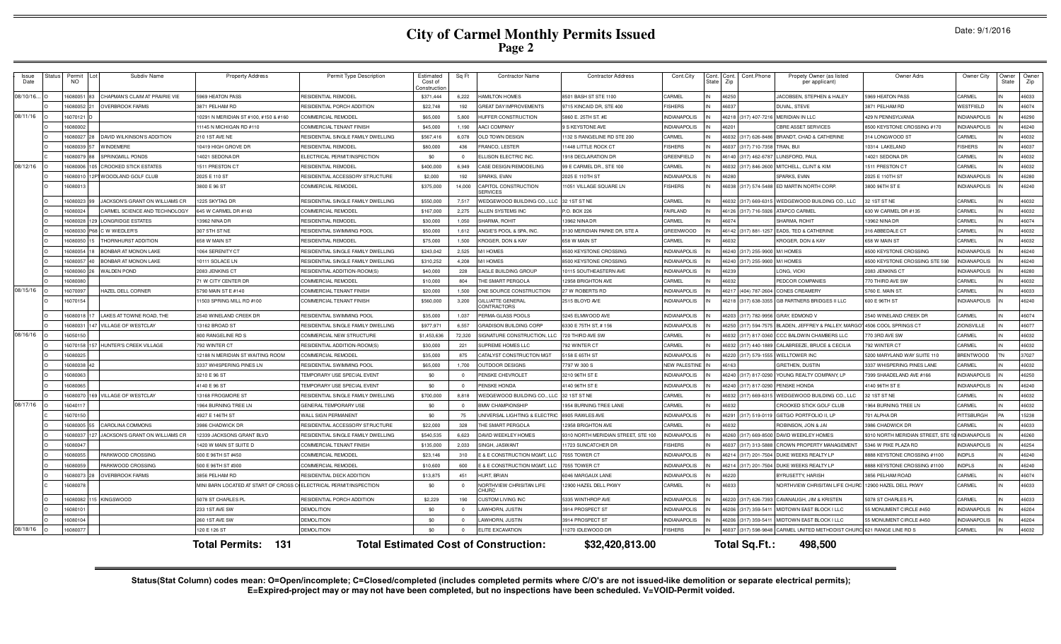# City of Carmel Monthly Permits Issued
## Page 2

Date: 9/1/2016

| Issue Date | Status | Permit NO | Lot | Subdiv Name | Property Address | Permit Type Description | Estimated Cost of Construction | Sq Ft | Contractor Name | Contractor Address | Cont.City | Cont. State | Cont. Zip | Cont.Phone | Propety Owner (as listed per applicant) | Owner Adrs | Owner City | Owner State | Owner Zip |
|---|---|---|---|---|---|---|---|---|---|---|---|---|---|---|---|---|---|---|---|
| 08/10/16... | O | 16080051 | 83 | CHAPMAN'S CLAIM AT PRAIRIE VIE | 5969 HEATON PASS | RESIDENTIAL REMODEL | $371,444 | 6,222 | HAMILTON HOMES | 8501 BASH ST STE 1100 | CARMEL | IN | 46250 | | JACOBSEN, STEPHEN & HALEY | 5969 HEATON PASS | CARMEL | IN | 46033 |
| | O | 16080052 | 21 | OVERBROOK FARMS | 3871 PELHAM RD | RESIDENTIAL PORCH ADDITION | $22,748 | 192 | GREAT DAY IMPROVEMENTS | 9715 KINCAID DR, STE 400 | FISHERS | IN | 46037 | | DUVAL, STEVE | 3871 PELHAM RD | WESTFIELD | IN | 46074 |
| 08/11/16 | O | 16070121 | D | | 10291 N MERIDIAN ST #100, #150 & #160 | COMMERCIAL REMODEL | $65,000 | 5,800 | HUFFER CONSTRUCTION | 5860 E. 25TH ST. #E | INDIANAPOLIS | IN | 46218 | (317) 407-7216 | MERIDIAN IN LLC | 429 N PENNSYLVANIA | INDIANAPOLIS | IN | 46290 |
| | O | 16080002 | | | 11145 N MICHIGAN RD #110 | COMMERCIAL TENANT FINISH | $45,000 | 1,190 | AACI COMPANY | 9 S KEYSTONE AVE | INDIANAPOLIS | IN | 46201 | | CBRE ASSET SERVICES | 8500 KEYSTONE CROSSING #170 | INDIANAPOLIS | IN | 46240 |
| | O | 16080027 | 28 | DAVID WILKINSON'S ADDITION | 210 1ST AVE NE | RESIDENTIAL SINGLE FAMILY DWELLING | $567,416 | 6,078 | OLD TOWN DESIGN | 1132 S RANGELINE RD STE 200 | CARMEL | IN | 46032 | (317) 626-8486 | BRANDT, CHAD & CATHERINE | 314 LONGWOOD ST | CARMEL | IN | 46032 |
| | O | 16080039 | 57 | WINDEMERE | 10419 HIGH GROVE DR | RESIDENTIAL REMODEL | $80,000 | 436 | FRANCO, LESTER | 11448 LITTLE ROCK CT | FISHERS | IN | 46037 | (317) 710-7358 | TRAN, BUI | 10314 LAKELAND | FISHERS | IN | 46037 |
| | C | 16080079 | 88 | SPRINGMILL PONDS | 14021 SEDONA DR | ELECTRICAL PERMIT/INSPECTION | $0 | 0 | ELLISON ELECTRIC INC. | 1918 DECLARATION DR | GREENFIELD | IN | 46140 | (317) 462-6787 | LUNSFORD, PAUL | 14021 SEDONA DR | CARMEL | IN | 46032 |
| 08/12/16 | O | 16080006 | 105 | CROOKED STICK ESTATES | 1511 PRESTON CT | RESIDENTIAL REMODEL | $400,000 | 6,949 | CASE DESIGN/REMODELING | 99 E CARMEL DR., STE 100 | CARMEL | IN | 46032 | (317) 846-2600 | MITCHELL, CLINT & KIM | 1511 PRESTON CT | CARMEL | IN | 46032 |
| | O | 16080010 | 12PT | WOODLAND GOLF CLUB | 2025 E 110 ST | RESIDENTIAL ACCESSORY STRUCTURE | $2,000 | 192 | SPARKS, EVAN | 2025 E 110TH ST | INDIANAPOLIS | IN | 46280 | | SPARKS, EVAN | 2025 E 110TH ST | INDIANAPOLIS | IN | 46280 |
| | O | 16080013 | | | 3800 E 96 ST | COMMERCIAL REMODEL | $375,000 | 14,000 | CAPITOL CONSTRUCTION SERVICES | 11051 VILLAGE SQUARE LN | FISHERS | IN | 46038 | (317) 574-5488 | ED MARTIN NORTH CORP. | 3800 96TH ST E | INDIANAPOLIS | IN | 46240 |
| | O | 16080023 | 99 | JACKSON'S GRANT ON WILLIAMS CR | 1225 SKYTAG DR | RESIDENTIAL SINGLE FAMILY DWELLING | $550,000 | 7,517 | WEDGEWOOD BUILDING CO., LLC | 32 1ST ST NE | CARMEL | IN | 46032 | (317) 669-6315 | WEDGEWOOD BUILDING CO., LLC | 32 1ST ST NE | CARMEL | IN | 46032 |
| | O | 16080024 | | CARMEL SCIENCE AND TECHNOLOGY | 645 W CARMEL DR #160 | COMMERCIAL REMODEL | $167,000 | 2,275 | ALLEN SYSTEMS INC | P.O. BOX 226 | FAIRLAND | IN | 46126 | (317) 716-5926 | ATAPCO CARMEL | 630 W CARMEL DR #135 | CARMEL | IN | 46032 |
| | O | 16080028 | 129 | LONGRIDGE ESTATES | 13962 NINA DR | RESIDENTIAL REMODEL | $30,000 | 1,050 | SHARMA, ROHIT | 13962 NINA DR | CARMEL | IN | 46074 | | SHARMA, ROHIT | 13962 NINA DR | CARMEL | IN | 46074 |
| | O | 16080030 | P68 | C W WIEDLER'S | 307 5TH ST NE | RESIDENTIAL SWIMMING POOL | $50,000 | 1,612 | ANGIE'S POOL & SPA, INC. | 3130 MERIDIAN PARKE DR, STE A | GREENWOOD | IN | 46142 | (317) 881-1257 | EADS, TED & CATHERINE | 316 ABBEDALE CT | CARMEL | IN | 46032 |
| | O | 16080050 | 15 | THORNHURST ADDITION | 658 W MAIN ST | RESIDENTIAL REMODEL | $75,000 | 1,500 | KROGER, DON & KAY | 658 W MAIN ST | CARMEL | IN | 46032 | | KROGER, DON & KAY | 658 W MAIN ST | CARMEL | IN | 46032 |
| | O | 16080054 | 18 | BONBAR AT MONON LAKE | 1064 SERENITY CT | RESIDENTIAL SINGLE FAMILY DWELLING | $243,042 | 2,525 | M/I HOMES | 8500 KEYSTONE CROSSING | INDIANAPOLIS | IN | 46240 | (317) 255-9900 | M/I HOMES | 8500 KEYSTONE CROSSING | INDIANAPOLIS | IN | 46240 |
| | O | 16080057 | 40 | BONBAR AT MONON LAKE | 10111 SOLACE LN | RESIDENTIAL SINGLE FAMILY DWELLING | $310,252 | 4,208 | M/I HOMES | 8500 KEYSTONE CROSSING | INDIANAPOLIS | IN | 46240 | (317) 255-9900 | M/I HOMES | 8500 KEYSTONE CROSSING STE 590 | INDIANAPOLIS | IN | 46240 |
| | O | 16080060 | 26 | WALDEN POND | 2083 JENKINS CT | RESIDENTIAL ADDITION-ROOM(S) | $40,000 | 228 | EAGLE BUILDING GROUP | 10115 SOUTHEASTERN AVE | INDIANAPOLIS | IN | 46239 | | LONG, VICKI | 2083 JENKINS CT | INDIANAPOLIS | IN | 46280 |
| | O | 16080080 | | | 71 W CITY CENTER DR | COMMERCIAL REMODEL | $10,000 | 804 | THE SMART PERGOLA | 12958 BRIGHTON AVE | CARMEL | IN | 46032 | | PEDCOR COMPANIES | 770 THIRD AVE SW | CARMEL | IN | 46032 |
| 08/15/16 | O | 16070097 | | HAZEL DELL CORNER | 5790 MAIN ST E #140 | COMMERCIAL TENANT FINISH | $20,000 | 1,500 | ONE SOURCE CONSTRUCTION | 27 W ROBERTS RD | INDIANAPOLIS | IN | 46217 | (404) 787-2604 | CONES CREAMERY | 5760 E. MAIN ST. | CARMEL | IN | 46033 |
| | O | 16070154 | | | 11503 SPRING MILL RD #100 | COMMERCIAL TENANT FINISH | $560,000 | 3,200 | GILLIATTE GENERAL CONTRACTORS | 2515 BLOYD AVE | INDIANAPOLIS | IN | 46218 | (317) 638-3355 | GB PARTNERS BRIDGES II LLC | 600 E 96TH ST | INDIANAPOLIS | IN | 46240 |
| | O | 16080018 | 17 | LAKES AT TOWNE ROAD, THE | 2540 WINELAND CREEK DR | RESIDENTIAL SWIMMING POOL | $35,000 | 1,037 | PERMA-GLASS POOLS | 5245 ELMWOOD AVE | INDIANAPOLIS | IN | 46203 | (317) 782-9956 | GRAY, EDMOND V | 2540 WINELAND CREEK DR | CARMEL | IN | 46074 |
| | O | 16080031 | 147 | VILLAGE OF WESTCLAY | 13162 BROAD ST | RESIDENTIAL SINGLE FAMILY DWELLING | $977,971 | 6,557 | GRADISON BUILDING CORP | 6330 E 75TH ST, # 156 | INDIANAPOLIS | IN | 46250 | (317) 594-7575 | BLADEN, JEFFREY & PALLEY, MARGO | 4506 COOL SPRINGS CT | ZIONSVILLE | IN | 46077 |
| 08/16/16 | O | 16050150 | | | 800 RANGELINE RD S | COMMERCIAL NEW STRUCTURE | $1,453,636 | 72,320 | SIGNATURE CONSTRUCTION, LLC | 720 THIRD AVE SW | CARMEL | IN | 46032 | (317) 817-0360 | CCC BALDWIN CHAMBERS LLC | 770 3RD AVE SW | CARMEL | IN | 46032 |
| | O | 16070158 | 157 | HUNTER'S CREEK VILLAGE | 792 WINTER CT | RESIDENTIAL ADDITION-ROOM(S) | $30,000 | 221 | SUPREME HOMES LLC | 792 WINTER CT | CARMEL | IN | 46032 | (317) 440-1889 | CALABREEZE, BRUCE & CECILIA | 792 WINTER CT | CARMEL | IN | 46032 |
| | O | 16080025 | | | 12188 N MERIDIAN ST WAITING ROOM | COMMERCIAL REMODEL | $35,000 | 875 | CATALYST CONSTRUCTON MGT | 5158 E 65TH ST | INDIANAPOLIS | IN | 46220 | (317) 579-1555 | WELLTOWER INC | 5200 MARYLAND WAY SUITE 110 | BRENTWOOD | TN | 37027 |
| | O | 16080038 | 42 | | 3337 WHISPERING PINES LN | RESIDENTIAL SWIMMING POOL | $65,000 | 1,700 | OUTDOOR DESIGNS | 7797 W 300 S | NEW PALESTINE | IN | 46163 | | GRETHEN, DUSTIN | 3337 WHISPERING PINES LANE | CARMEL | IN | 46032 |
| | O | 16080063 | | | 3210 E 96 ST | TEMPORARY USE SPECIAL EVENT | $0 | 0 | PENSKE CHEVROLET | 3210 96TH ST E | INDIANAPOLIS | IN | 46240 | (317) 817-0290 | YOUNG REALTY COMPANY, LP | 7399 SHAADELAND AVE #166 | INDIANAPOLIS | IN | 46250 |
| | O | 16080065 | | | 4140 E 96 ST | TEMPORARY USE SPECIAL EVENT | $0 | 0 | PENSKE HONDA | 4140 96TH ST E | INDIANAPOLIS | IN | 46240 | (317) 817-0290 | PENSKE HONDA | 4140 96TH ST E | INDIANAPOLIS | IN | 46240 |
| | O | 16080070 | 169 | VILLAGE OF WESTCLAY | 13168 FROGMORE ST | RESIDENTIAL SINGLE FAMILY DWELLING | $700,000 | 8,818 | WEDGEWOOD BUILDING CO., LLC | 32 1ST ST NE | CARMEL | IN | 46032 | (317) 669-6315 | WEDGEWOOD BUILDING CO., LLC | 32 1ST ST NE | CARMEL | IN | 46032 |
| 08/17/16 | O | 16040117 | | | 1964 BURNING TREE LN | GENERAL TEMPORARY USE | $0 | 0 | BMW CHAMPIONSHIP | 1954 BURNING TREE LANE | CARMEL | IN | 46032 | | CROOKED STICK GOLF CLUB | 1964 BURNING TREE LN | CARMEL | IN | 46032 |
| | C | 16070150 | | | 4927 E 146TH ST | WALL SIGN PERMANENT | $0 | 75 | UNIVERSAL LIGHTING & ELECTRIC | 8905 RAWLES AVE | INDIANAPOLIS | IN | 46291 | (317) 519-0119 | GETGO PORTFOLIO II, LP | 701 ALPHA DR | PITTSBURGH | PA | 15238 |
| | O | 16080005 | 55 | CAROLINA COMMONS | 3986 CHADWICK DR | RESIDENTIAL ACCESSORY STRUCTURE | $22,000 | 328 | THE SMART PERGOLA | 12958 BRIGHTON AVE | CARMEL | IN | 46032 | | ROBINSON, JON & JAI | 3986 CHADWICK DR | CARMEL | IN | 46033 |
| | O | 16080037 | 127 | JACKSON'S GRANT ON WILLIAMS CR | 12339 JACKSONS GRANT BLVD | RESIDENTIAL SINGLE FAMILY DWELLING | $540,535 | 6,623 | DAVID WEEKLEY HOMES | 9310 NORTH MERIDIAN STREET, STE 100 | INDIANAPOLIS | IN | 46260 | (317) 669-8500 | DAVID WEEKLEY HOMES | 9310 NORTH MERIDIAN STREET, STE 10 | INDIANAPOLIS | IN | 46260 |
| | O | 16080047 | | | 1420 W MAIN ST SUITE D | COMMERCIAL TENANT FINISH | $135,000 | 2,033 | SINGH, JASWANT | 11723 SUNCATCHER DR | FISHERS | IN | 46037 | (317) 313-5888 | CROWN PROPERTY MANAGEMENT | 5346 W PIKE PLAZA RD | INDIANAPOLIS | IN | 46254 |
| | O | 16080055 | | PARKWOOD CROSSING | 500 E 96TH ST #450 | COMMERCIAL REMODEL | $23,146 | 310 | E & E CONSTRUCTION MGMT, LLC | 7055 TOWER CT | INDIANAPOLIS | IN | 46214 | (317) 201-7504 | DUKE WEEKS REALTY LP | 8888 KEYSTONE CROSSING #1100 | INDPLS | IN | 46240 |
| | O | 16080059 | | PARKWOOD CROSSING | 500 E 96TH ST #300 | COMMERCIAL REMODEL | $10,600 | 600 | E & E CONSTRUCTION MGMT, LLC | 7055 TOWER CT | INDIANAPOLIS | IN | 46214 | (317) 201-7504 | DUKE WEEKS REALTY LP | 8888 KEYSTONE CROSSING #1100 | INDPLS | IN | 46240 |
| | O | 16080073 | 28 | OVERBROOK FARMS | 3856 PELHAM RD | RESIDENTIAL DECK ADDITION | $13,875 | 451 | HURT, BRIAN | 6046 MARGAUX LANE | INDIANAPOLIS | IN | 46220 | | BYRUSETTY, HARISH | 3856 PELHAM ROAD | CARMEL | IN | 46074 |
| | C | 16080078 | | | MINI BARN LOCATED AT START OF CROSS C | ELECTRICAL PERMIT/INSPECTION | $0 | 0 | NORTHVIEW CHRISITAN LIFE CHURC | 12900 HAZEL DELL PKWY | CARMEL | IN | 46033 | | NORTHVIEW CHRISITAN LIFE CHURC | 12900 HAZEL DELL PKWY | CARMEL | IN | 46033 |
| | O | 16080082 | 115 | KINGSWOOD | 5078 ST CHARLES PL | RESIDENTIAL PORCH ADDITION | $2,229 | 190 | CUSTOM LIVING INC | 5335 WINTHROP AVE | INDIANAPOLIS | IN | 46220 | (317) 626-7393 | CAVANAUGH, JIM & KRISTEN | 5078 ST CHARLES PL | CARMEL | IN | 46033 |
| | O | 16080101 | | | 233 1ST AVE SW | DEMOLITION | $0 | 0 | LAWHORN, JUSTIN | 3914 PROSPECT ST | INDIANAPOLIS | IN | 46206 | (317) 359-5411 | MIDTOWN EAST BLOCK I LLC | 55 MONUMENT CIRCLE #450 | INDIANAPOLIS | IN | 46204 |
| | O | 16080104 | | | 260 1ST AVE SW | DEMOLITION | $0 | 0 | LAWHORN, JUSTIN | 3914 PROSPECT ST | INDIANAPOLIS | IN | 46206 | (317) 359-5411 | MIDTOWN EAST BLOCK I LLC | 55 MONUMENT CIRCLE #450 | INDIANAPOLIS | IN | 46204 |
| 08/18/16 | O | 16080077 | | | 120 E 126 ST | DEMOLITION | $0 | 0 | ELITE EXCAVATION | 11270 IDLEWOOD DR | FISHERS | IN | 46037 | (317) 598-9848 | CARMEL UNITED METHODIST CHURC | 621 RANGE LINE RD S | CARMEL | IN | 46032 |

**Total Permits: 131** **Total Estimated Cost of Construction: $32,420,813.00** **Total Sq.Ft.: 498,500**

**Status(Stat Column) codes mean: O=Open/incomplete; C=Closed/completed (includes completed permits where C/O's are not issued-like demolition or separate electrical permits); E=Expired-project may or may not have been completed, but no inspections have been scheduled. V=VOID-Permit voided.**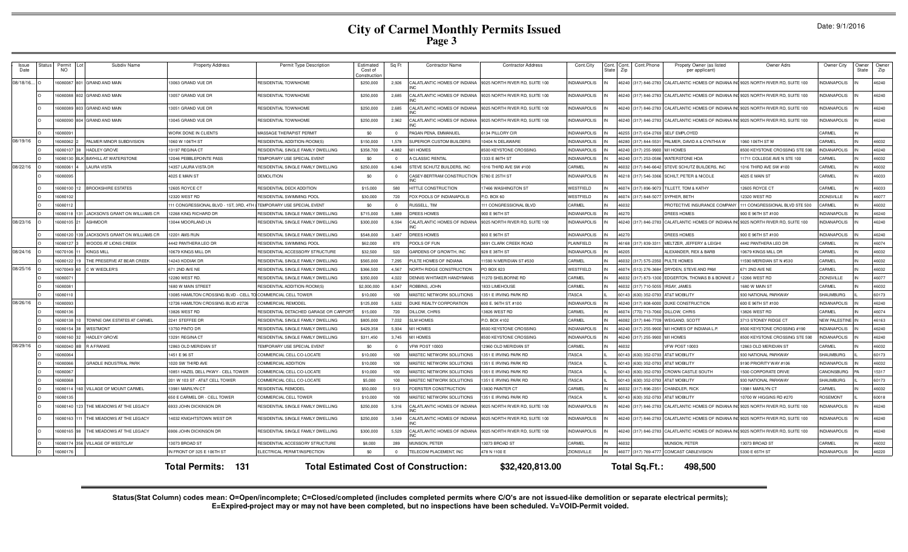# City of Carmel Monthly Permits Issued
## Page 3

Date: 9/1/2016

| Issue Date | Status | Permit NO | Lot | Subdiv Name | Property Address | Permit Type Description | Estimated Cost of Construction | Sq Ft | Contractor Name | Contractor Address | Cont.City | Cont. State | Cont. Zip | Cont.Phone | Propety Owner (as listed per applicant) | Owner Adrs | Owner City | Owner State | Owner Zip |
|---|---|---|---|---|---|---|---|---|---|---|---|---|---|---|---|---|---|---|---|
| 08/18/16... | O | 16080087 | 801 | GRAND AND MAIN | 13063 GRAND VUE DR | RESIDENTIAL TOWNHOME | $250,000 | 2,926 | CALATLANTIC HOMES OF INDIANA INC | 9025 NORTH RIVER RD, SUITE 100 | INDIANAPOLIS | IN | 46240 | (317) 846-2783 | CALATLANTIC HOMES OF INDIANA INC | 9025 NORTH RIVER RD, SUITE 100 | INDIANAPOLIS | IN | 46240 |
| | O | 16080088 | 802 | GRAND AND MAIN | 13057 GRAND VUE DR | RESIDENTIAL TOWNHOME | $250,000 | 2,685 | CALATLANTIC HOMES OF INDIANA INC | 9025 NORTH RIVER RD, SUITE 100 | INDIANAPOLIS | IN | 46240 | (317) 846-2783 | CALATLANTIC HOMES OF INDIANA INC | 9025 NORTH RIVER RD, SUITE 100 | INDIANAPOLIS | IN | 46240 |
| | O | 16080089 | 803 | GRAND AND MAIN | 13051 GRAND VUE DR | RESIDENTIAL TOWNHOME | $250,000 | 2,685 | CALATLANTIC HOMES OF INDIANA INC | 9025 NORTH RIVER RD, SUITE 100 | INDIANAPOLIS | IN | 46240 | (317) 846-2783 | CALATLANTIC HOMES OF INDIANA INC | 9025 NORTH RIVER RD, SUITE 100 | INDIANAPOLIS | IN | 46240 |
| | O | 16080090 | 804 | GRAND AND MAIN | 13045 GRAND VUE DR | RESIDENTIAL TOWNHOME | $250,000 | 2,962 | CALATLANTIC HOMES OF INDIANA INC | 9025 NORTH RIVER RD, SUITE 100 | INDIANAPOLIS | IN | 46240 | (317) 846-2783 | CALATLANTIC HOMES OF INDIANA INC | 9025 NORTH RIVER RD, SUITE 100 | INDIANAPOLIS | IN | 46240 |
| | O | 16080091 | | | WORK DONE IN CLIENTS | MASSAGE THERAPIST PERMIT | $0 | 0 | PAGAN PENA, EMMANUEL | 6134 PILLORY CIR | INDIANAPOLIS | IN | 46255 | (317) 654-2769 | SELF EMPLOYED | | CARMEL | IN | |
| 08/19/16 | O | 16080062 | 2 | PALMER MINOR SUBDIVISION | 1060 W 106TH ST | RESIDENTIAL ADDITION-ROOM(S) | $150,000 | 1,578 | SUPERIOR CUSTOM BUILDERS | 10404 N DELAWARE | INDIANAPOLIS | IN | 46280 | (317) 844-5531 | PALMER, DAVID A & CYNTHIA W | 1060 106TH ST W | CARMEL | IN | 46032 |
| | O | 16080107 | 38 | HADLEY GROVE | 13197 REGINA CT | RESIDENTIAL SINGLE FAMILY DWELLING | $358,700 | 4,882 | M/I HOMES | 8500 KEYSTONE CROSSING | INDIANAPOLIS | IN | 46240 | (317) 255-9900 | M/I HOMES | 8500 KEYSTONE CROSSING STE 590 | INDIANAPOLIS | IN | 46240 |
| | O | 16080130 | BLK | BAYHILL AT WATERSTONE | 12046 PEBBLEPOINTE PASS | TEMPORARY USE SPECIAL EVENT | $0 | 0 | A CLASSIC RENTAL | 1333 E 86TH ST | INDIANAPOLIS | IN | 46240 | (317) 253-0586 | WATERSTONE HOA | 11711 COLLEGE AVE N STE 100 | CARMEL | IN | 46032 |
| 08/22/16 | O | 16080061 | 4 | LAURA VISTA | 14357 LAURA VISTA DR | RESIDENTIAL SINGLE FAMILY DWELLING | $250,000 | 6,046 | STEVE SCHUTZ BUILDERS, INC | 1016 THIRD AVE SW #100 | CARMEL | IN | 46032 | (317) 846-6642 | STEVE SCHUTZ BUILDERS, INC | 1016 THIRD AVE SW #100 | CARMEL | IN | 46032 |
| | O | 16080095 | | | 4025 E MAIN ST | DEMOLITION | $0 | 0 | CASEY-BERTRAM CONSTRUCTION INC | 5780 E 25TH ST | INDIANAPOLIS | IN | 46218 | (317) 546-3366 | SCHILT, PETER & NICOLE | 4025 E MAIN ST | CARMEL | IN | 46033 |
| | O | 16080100 | 12 | BROOKSHIRE ESTATES | 12605 ROYCE CT | RESIDENTIAL DECK ADDITION | $15,000 | 580 | HITTLE CONSTRUCTION | 17466 WASHINGTON ST | WESTFIELD | IN | 46074 | (317) 896-9073 | TILLETT, TOM & KATHY | 12605 ROYCE CT | CARMEL | IN | 46033 |
| | O | 16080102 | | | 12320 WEST RD | RESIDENTIAL SWIMMING POOL | $30,000 | 720 | FOX POOLS OF INDIANAPOLIS | P.O. BOX 60 | WESTFIELD | IN | 46074 | (317) 848-5077 | SYPHER, BETH | 12320 WEST RD | ZIONSVILLE | IN | 46077 |
| | O | 16080112 | | | 111 CONGRESSIONAL BLVD - 1ST, 3RD, 4TH | TEMPORARY USE SPECIAL EVENT | $0 | 0 | RUSSELL, TIM | 111 CONGRESSIONAL BLVD | CARMEL | IN | 46032 | | PROTECTIVE INSURANCE COMPANY | 111 CONGRESSIONAL BLVD STE 500 | CARMEL | IN | 46032 |
| | O | 16080118 | 131 | JACKSON'S GRANT ON WILLIAMS CR | 12268 KING RICHARD DR | RESIDENTIAL SINGLE FAMILY DWELLING | $715,000 | 5,889 | DREES HOMES | 900 E 96TH ST | INDIANAPOLIS | IN | 46270 | | DREES HOMES | 900 E 96TH ST #100 | INDIANAPOLIS | IN | 46240 |
| 08/23/16 | O | 16080105 | 21 | ASHMOOR | 13044 MOORLAND LN | RESIDENTIAL SINGLE FAMILY DWELLING | $300,000 | 6,594 | CALATLANTIC HOMES OF INDIANA INC | 9025 NORTH RIVER RD, SUITE 100 | INDIANAPOLIS | IN | 46240 | (317) 846-2783 | CALATLANTIC HOMES OF INDIANA INC | 9025 NORTH RIVER RD, SUITE 100 | INDIANAPOLIS | IN | 46240 |
| | O | 16080120 | 139 | JACKSON'S GRANT ON WILLIAMS CR | 12201 AMS RUN | RESIDENTIAL SINGLE FAMILY DWELLING | $548,000 | 3,487 | DREES HOMES | 900 E 96TH ST | INDIANAPOLIS | IN | 46270 | | DREES HOMES | 900 E 96TH ST #100 | INDIANAPOLIS | IN | 46240 |
| | O | 16080127 | 3 | WOODS AT LIONS CREEK | 4442 PANTHERA LEO DR | RESIDENTIAL SWIMMING POOL | $62,000 | 870 | POOLS OF FUN | 3891 CLARK CREEK ROAD | PLAINFIELD | IN | 46168 | (317) 839-3311 | MELTZER, JEFFERY & LEIGHI | 4442 PANTHERA LEO DR | CARMEL | IN | 46074 |
| 08/24/16 | O | 16070106 | 11 | KINGS MILL | 10679 KINGS MILL DR | RESIDENTIAL ACCESSORY STRUCTURE | $32,500 | 520 | GARDENS OF GROWTH, INC | 928 E 38TH ST | INDIANAPOLIS | IN | 46205 | | ALEXANDER, REX & BARB | 10679 KINGS MILL DR | CARMEL | IN | 46032 |
| | O | 16080122 | 19 | THE PRESERVE AT BEAR CREEK | 14243 KODIAK DR | RESIDENTIAL SINGLE FAMILY DWELLING | $565,000 | 7,295 | PULTE HOMES OF INDIANA | 11590 N MERIDIAN ST #530 | CARMEL | IN | 46032 | (317) 575-2350 | PULTE HOMES | 11590 MERIDIAN ST N #530 | CARMEL | IN | 46032 |
| 08/25/16 | O | 16070049 | 60 | C W WIEDLER'S | 671 2ND AVE NE | RESIDENTIAL SINGLE FAMILY DWELLING | $366,500 | 4,567 | NORTH RIDGE CONSTRUCTION | PO BOX 823 | WESTFIELD | IN | 46074 | (513) 276-3684 | DRYDEN, STEVE AND PAM | 671 2ND AVE NE | CARMEL | IN | 46032 |
| | O | 16080071 | | | 12280 WEST RD. | RESIDENTIAL SINGLE FAMILY DWELLING | $350,000 | 4,022 | DENNIS WHITAKER HANDYMANS | 11270 SHELBORNE RD | CARMEL | IN | 46032 | (317) 873-1300 | EDGERTON, THOMAS B & BONNIE J | 12266 WEST RD | ZIONSVILLE | IN | 46077 |
| | O | 16080081 | | | 1680 W MAIN STREET | RESIDENTIAL ADDITION-ROOM(S) | $2,000,000 | 8,047 | ROBBINS, JOHN | 1833 LIMEHOUSE | CARMEL | IN | 46032 | (317) 710-5055 | IRSAY, JAMES | 1680 W MAIN ST | CARMEL | IN | 46032 |
| | O | 16080110 | | | 13085 HAMILTON CROSSING BLVD - CELL TO | COMMERCIAL CELL TOWER | $10,000 | 100 | MASTEC NETWORK SOLUTIONS | 1351 E IRVING PARK RD | ITASCA | IL | 60143 | (630) 352-0793 | AT&T MOBILITY | 930 NATIONAL PARKWAY | SHAUMBURG | IL | 60173 |
| 08/26/16 | O | 16080093 | | | 12726 HAMILTON CROSSING BLVD #2726 | COMMERCIAL REMODEL | $125,000 | 5,632 | DUKE REALTY CORPORATION | 600 E. 96TH ST. #100 | INDIANAPOLIS | IN | 46240 | (317) 808-6000 | DUKE CONSTRUCTION | 600 E 96TH ST #100 | INDIANAPOLIS | IN | 46240 |
| | O | 16080136 | | | 13826 WEST RD | RESIDENTIAL DETACHED GARAGE OR CARPORT | $15,000 | 720 | DILLOW, CHRIS | 13826 WEST RD | CARMEL | IN | 46074 | (770) 713-7060 | DILLOW, CHRIS | 13826 WEST RD | CARMEL | IN | 46074 |
| | O | 16080138 | 10 | TOWNE OAK ESTATES AT CARMEL | 2241 STEFFEE DR | RESIDENTIAL SINGLE FAMILY DWELLING | $805,000 | 7,032 | SLM HOMES | P.O. BOX 4102 | CARMEL | IN | 46082 | (317) 846-7709 | WEIGAND, SCOTT | 3713 STONEY RIDGE CT | NEW PALESTINE | IN | 46163 |
| | O | 16080154 | 38 | WESTMONT | 13750 PINTO DR | RESIDENTIAL SINGLE FAMILY DWELLING | $429,358 | 5,934 | M/I HOMES | 8500 KEYSTONE CROSSING | INDIANAPOLIS | IN | 46240 | (317) 255-9900 | M/I HOMES OF INDIANA L.P. | 8500 KEYSTONE CROSSING #190 | INDIANAPOLIS | IN | 46240 |
| | O | 16080160 | 32 | HADLEY GROVE | 13291 REGINA CT | RESIDENTIAL SINGLE FAMILY DWELLING | $311,450 | 3,745 | M/I HOMES | 8500 KEYSTONE CROSSING | INDIANAPOLIS | IN | 46240 | (317) 255-9900 | M/I HOMES | 8500 KEYSTONE CROSSING STE 590 | INDIANAPOLIS | IN | 46240 |
| 08/29/16 | O | 16080040 | 8B | R A FRANKE | 12863 OLD MERIDIAN ST | TEMPORARY USE SPECIAL EVENT | $0 | 0 | VFW POST 10003 | 12960 OLD MERIDIAN ST | CARMEL | IN | 46032 | | VFW POST 10003 | 12863 OLD MERIDIAN ST | CARMEL | IN | 46032 |
| | O | 16080064 | | | 1451 E 96 ST | COMMERCIAL CELL CO-LOCATE | $10,000 | 100 | MASTEC NETWORK SOLUTIONS | 1351 E IRVING PARK RD | ITASCA | IL | 60143 | (630) 352-0793 | AT&T MOBILITY | 930 NATIONAL PARKWAY | SHAUMBURG | IL | 60173 |
| | O | 16080066 | | GRADLE INDUSTRIAL PARK | 1020 SW THIRD AVE | COMMERCIAL ADDITION | $10,000 | 100 | MASTEC NETWORK SOLUTIONS | 1351 E IRVING PARK RD | ITASCA | IL | 60143 | (630) 352-0793 | AT&T MOBILITY | 9190 PRIORITY WAY #106 | INDIANAPOLIS | IN | 46032 |
| | O | 16080067 | | | 10851 HAZEL DELL PKWY - CELL TOWER | COMMERCIAL CELL CO-LOCATE | $10,000 | 100 | MASTEC NETWORK SOLUTIONS | 1351 E IRVING PARK RD | ITASCA | IL | 60143 | (630) 352-0793 | CROWN CASTLE SOUTH | 1500 CORPORATE DRIVE | CANONSBURG | PA | 15317 |
| | O | 16080068 | | | 201 W 103 ST - AT&T CELL TOWER | COMMERCIAL CELL CO-LOCATE | $5,000 | 100 | MASTEC NETWORK SOLUTIONS | 1351 E IRVING PARK RD | ITASCA | IL | 60143 | (630) 352-0793 | AT&T MOBILITY | 930 NATIONAL PARKWAY | SHAUMBURG | IL | 60173 |
| | O | 16080114 | 160 | VILLAGE OF MOUNT CARMEL | 13981 MARILYN CT | RESIDENTIAL REMODEL | $50,000 | 513 | FOERSTER CONSTRUCTION | 13830 PAINTER CT | CARMEL | IN | 46032 | (317) 896-2351 | CHANDLER, RICK | 13981 MARILYN CT | CARMEL | IN | 46032 |
| | O | 16080135 | | | 650 E CARMEL DR - CELL TOWER | COMMERCIAL CELL TOWER | $10,000 | 100 | MASTEC NETWORK SOLUTIONS | 1351 E IRVING PARK RD | ITASCA | IL | 60143 | (630) 352-0793 | AT&T MOBILITY | 10700 W HIGGINS RD #270 | ROSEMONT | IL | 60018 |
| | O | 16080140 | 123 | THE MEADOWS AT THE LEGACY | 6933 JOHN DICKINSON DR | RESIDENTIAL SINGLE FAMILY DWELLING | $250,000 | 5,316 | CALATLANTIC HOMES OF INDIANA INC | 9025 NORTH RIVER RD, SUITE 100 | INDIANAPOLIS | IN | 46240 | (317) 846-2783 | CALATLANTIC HOMES OF INDIANA INC | 9025 NORTH RIVER RD, SUITE 100 | INDIANAPOLIS | IN | 46240 |
| | O | 16080163 | 111 | THE MEADOWS AT THE LEGACY | 14032 KNIGHTSTOWN WEST DR | RESIDENTIAL SINGLE FAMILY DWELLING | $250,000 | 3,549 | CALATLANTIC HOMES OF INDIANA INC | 9025 NORTH RIVER RD, SUITE 100 | INDIANAPOLIS | IN | 46240 | (317) 846-2783 | CALATLANTIC HOMES OF INDIANA INC | 9025 NORTH RIVER RD, SUITE 100 | INDIANAPOLIS | IN | 46240 |
| | O | 16080165 | 98 | THE MEADOWS AT THE LEGACY | 6906 JOHN DICKINSON DR | RESIDENTIAL SINGLE FAMILY DWELLING | $300,000 | 5,529 | CALATLANTIC HOMES OF INDIANA INC | 9025 NORTH RIVER RD, SUITE 100 | INDIANAPOLIS | IN | 46240 | (317) 846-2783 | CALATLANTIC HOMES OF INDIANA INC | 9025 NORTH RIVER RD, SUITE 100 | INDIANAPOLIS | IN | 46240 |
| | O | 16080174 | 356 | VILLAGE OF WESTCLAY | 13073 BROAD ST | RESIDENTIAL ACCESSORY STRUCTURE | $8,000 | 289 | MUNSON, PETER | 13073 BROAD ST | CARMEL | IN | 46032 | | MUNSON, PETER | 13073 BROAD ST | CARMEL | IN | 46032 |
| | O | 16080176 | | | IN FRONT OF 325 E 106TH ST | ELECTRICAL PERMIT/INSPECTION | $0 | 0 | TELECOM PLACEMENT, INC | 478 N 1100 E | ZIONSVILLE | IN | 46077 | (317) 769-4777 | COMCAST CABLEVISION | 5330 E 65TH ST | INDIANAPOLIS | IN | 46220 |

**Total Permits: 131** **Total Estimated Cost of Construction: $32,420,813.00** **Total Sq.Ft.: 498,500**

**Status(Stat Column) codes mean: O=Open/incomplete; C=Closed/completed (includes completed permits where C/O's are not issued-like demolition or separate electrical permits); E=Expired-project may or may not have been completed, but no inspections have been scheduled. V=VOID-Permit voided.**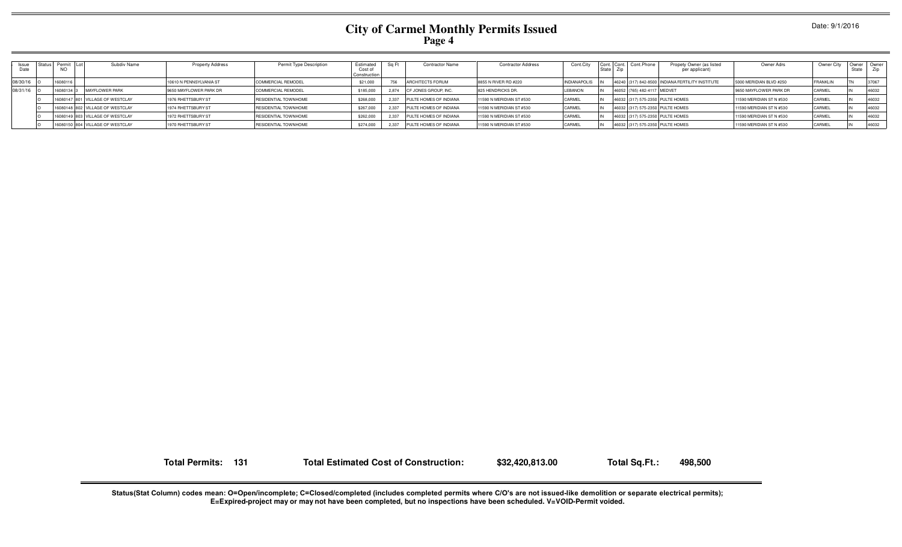# City of Carmel Monthly Permits Issued

## Page 4

Date: 9/1/2016

| Issue Date | Status | Permit NO | Lot | Subdiv Name | Property Address | Permit Type Description | Estimated Cost of Construction | Sq Ft | Contractor Name | Contractor Address | Cont.City | Cont. State | Cont. Zip | Cont.Phone | Propety Owner (as listed per applicant) | Owner Adrs | Owner City | Owner State | Owner Zip |
|---|---|---|---|---|---|---|---|---|---|---|---|---|---|---|---|---|---|---|---|
| 08/30/16 | O | 16080116 | | | 10610 N PENNSYLVANIA ST | COMMERCIAL REMODEL | $21,000 | 756 | ARCHITECTS FORUM | 8855 N RIVER RD #220 | INDIANAPOLIS | IN | 46240 | (317) 842-8500 | INDIANA FERTILITY INSTITUTE | 5000 MERIDIAN BLVD #250 | FRANKLIN | TN | 37067 |
| 08/31/16 | O | 16080134 | 3 | MAYFLOWER PARK | 9650 MAYFLOWER PARK DR | COMMERCIAL REMODEL | $185,000 | 2,874 | CF JONES GROUP, INC. | 825 HENDRICKS DR. | LEBANON | IN | 46052 | (765) 482-4117 | MEDVET | 9650 MAYFLOWER PARK DR | CARMEL | IN | 46032 |
| | O | 16080147 | 801 | VILLAGE OF WESTCLAY | 1976 RHETTSBURY ST | RESIDENTIAL TOWNHOME | $268,000 | 2,337 | PULTE HOMES OF INDIANA | 11590 N MERIDIAN ST #530 | CARMEL | IN | 46032 | (317) 575-2350 | PULTE HOMES | 11590 MERIDIAN ST N #530 | CARMEL | IN | 46032 |
| | O | 16080148 | 802 | VILLAGE OF WESTCLAY | 1974 RHETTSBURY ST | RESIDENTIAL TOWNHOME | $267,000 | 2,337 | PULTE HOMES OF INDIANA | 11590 N MERIDIAN ST #530 | CARMEL | IN | 46032 | (317) 575-2350 | PULTE HOMES | 11590 MERIDIAN ST N #530 | CARMEL | IN | 46032 |
| | O | 16080149 | 803 | VILLAGE OF WESTCLAY | 1972 RHETTSBURY ST | RESIDENTIAL TOWNHOME | $262,000 | 2,337 | PULTE HOMES OF INDIANA | 11590 N MERIDIAN ST #530 | CARMEL | IN | 46032 | (317) 575-2350 | PULTE HOMES | 11590 MERIDIAN ST N #530 | CARMEL | IN | 46032 |
| | O | 16080150 | 804 | VILLAGE OF WESTCLAY | 1970 RHETTSBURY ST | RESIDENTIAL TOWNHOME | $274,000 | 2,337 | PULTE HOMES OF INDIANA | 11590 N MERIDIAN ST #530 | CARMEL | IN | 46032 | (317) 575-2350 | PULTE HOMES | 11590 MERIDIAN ST N #530 | CARMEL | IN | 46032 |

**Total Permits: 131** **Total Estimated Cost of Construction: $32,420,813.00** **Total Sq.Ft.: 498,500**

**Status(Stat Column) codes mean: O=Open/incomplete; C=Closed/completed (includes completed permits where C/O's are not issued-like demolition or separate electrical permits); E=Expired-project may or may not have been completed, but no inspections have been scheduled. V=VOID-Permit voided.**